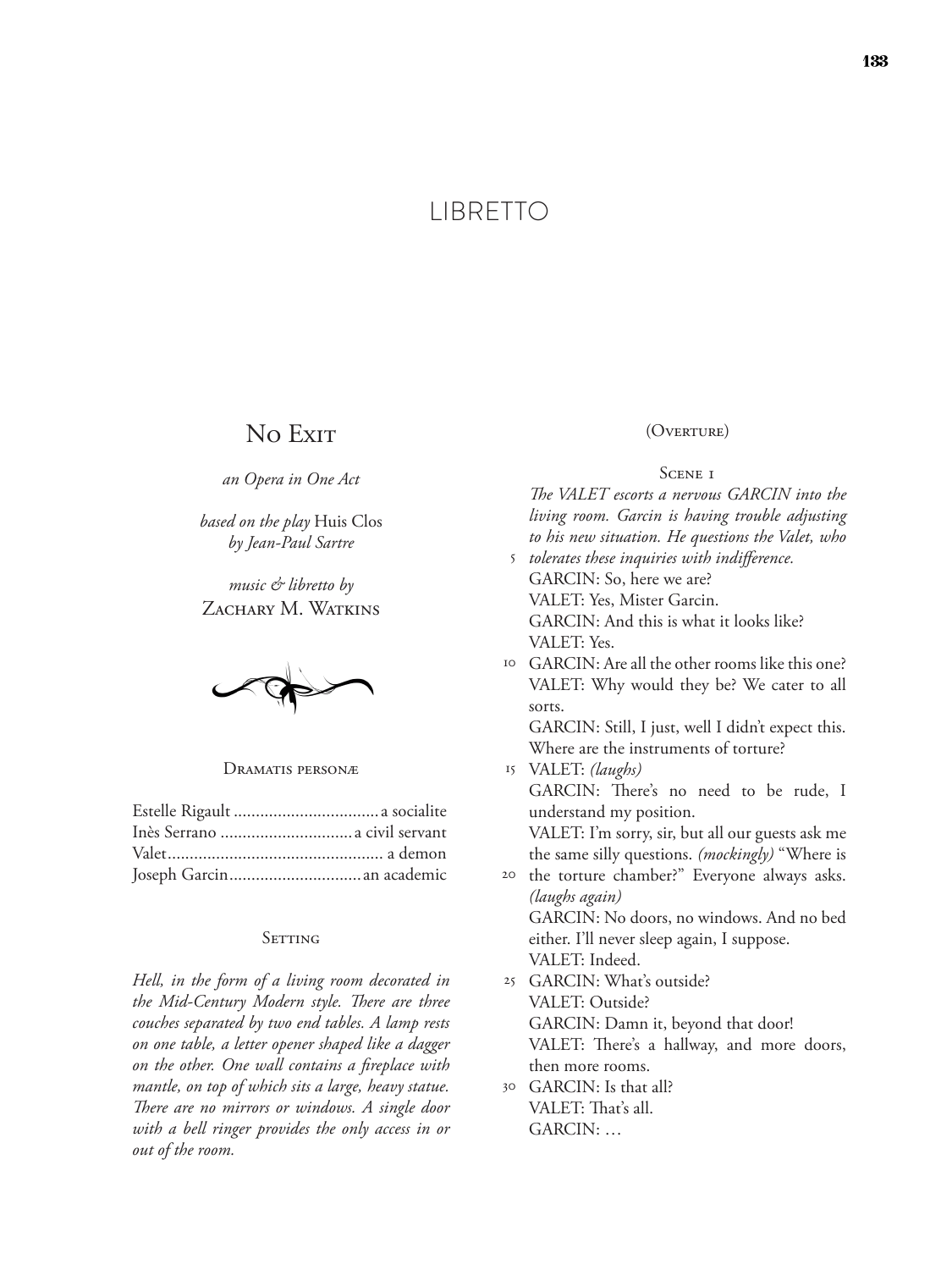# LIBRETTO

## No Exit

*an Opera in One Act*

*based on the play* Huis Clos *by Jean-Paul Sartre*

*music & libretto by*
Zachary M. Watkins

### Dramatis personæ

Estelle Rigault .................................. a socialite
Inès Serrano .............................. a civil servant
Valet.................................................. a demon
Joseph Garcin.............................. an academic

### Setting

*Hell, in the form of a living room decorated in the Mid-Century Modern style. There are three couches separated by two end tables. A lamp rests on one table, a letter opener shaped like a dagger on the other. One wall contains a fireplace with mantle, on top of which sits a large, heavy statue. There are no mirrors or windows. A single door with a bell ringer provides the only access in or out of the room.*

(Overture)

### Scene 1

*The VALET escorts a nervous GARCIN into the living room. Garcin is having trouble adjusting to his new situation. He questions the Valet, who tolerates these inquiries with indifference.*

GARCIN: So, here we are?
VALET: Yes, Mister Garcin.
GARCIN: And this is what it looks like?
VALET: Yes.
GARCIN: Are all the other rooms like this one?
VALET: Why would they be? We cater to all sorts.
GARCIN: Still, I just, well I didn't expect this. Where are the instruments of torture?
VALET: *(laughs)*
GARCIN: There's no need to be rude, I understand my position.
VALET: I'm sorry, sir, but all our guests ask me the same silly questions. *(mockingly)* "Where is the torture chamber?" Everyone always asks. *(laughs again)*
GARCIN: No doors, no windows. And no bed either. I'll never sleep again, I suppose.
VALET: Indeed.
GARCIN: What's outside?
VALET: Outside?
GARCIN: Damn it, beyond that door!
VALET: There's a hallway, and more doors, then more rooms.
GARCIN: Is that all?
VALET: That's all.
GARCIN: …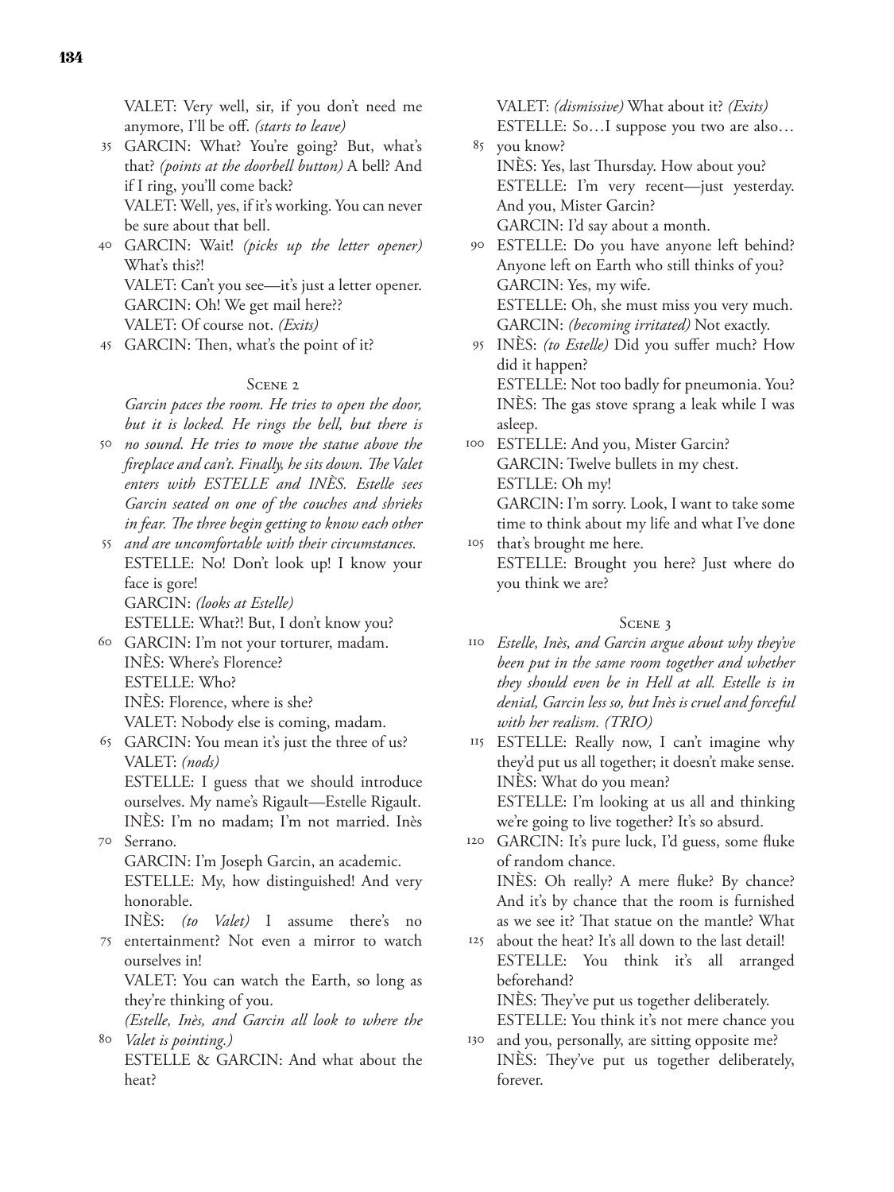VALET: Very well, sir, if you don't need me anymore, I'll be off. *(starts to leave)*

GARCIN: What? You're going? But, what's that? *(points at the doorbell button)* A bell? And if I ring, you'll come back?

VALET: Well, yes, if it's working. You can never be sure about that bell.

GARCIN: Wait! *(picks up the letter opener)* What's this?!

VALET: Can't you see—it's just a letter opener.

GARCIN: Oh! We get mail here??

VALET: Of course not. *(Exits)*

GARCIN: Then, what's the point of it?

## Scene 2

*Garcin paces the room. He tries to open the door, but it is locked. He rings the bell, but there is no sound. He tries to move the statue above the fireplace and can't. Finally, he sits down. The Valet enters with ESTELLE and INÈS. Estelle sees Garcin seated on one of the couches and shrieks in fear. The three begin getting to know each other and are uncomfortable with their circumstances.*

ESTELLE: No! Don't look up! I know your face is gore!

GARCIN: *(looks at Estelle)*

ESTELLE: What?! But, I don't know you?

GARCIN: I'm not your torturer, madam.

INÈS: Where's Florence?

ESTELLE: Who?

INÈS: Florence, where is she?

VALET: Nobody else is coming, madam.

GARCIN: You mean it's just the three of us?

VALET: *(nods)*

ESTELLE: I guess that we should introduce ourselves. My name's Rigault—Estelle Rigault.

INÈS: I'm no madam; I'm not married. Inès Serrano.

GARCIN: I'm Joseph Garcin, an academic.

ESTELLE: My, how distinguished! And very honorable.

INÈS: *(to Valet)* I assume there's no entertainment? Not even a mirror to watch ourselves in!

VALET: You can watch the Earth, so long as they're thinking of you.

*(Estelle, Inès, and Garcin all look to where the Valet is pointing.)*

ESTELLE & GARCIN: And what about the heat?

VALET: *(dismissive)* What about it? *(Exits)*

ESTELLE: So…I suppose you two are also… you know?

INÈS: Yes, last Thursday. How about you?

ESTELLE: I'm very recent—just yesterday. And you, Mister Garcin?

GARCIN: I'd say about a month.

ESTELLE: Do you have anyone left behind? Anyone left on Earth who still thinks of you?

GARCIN: Yes, my wife.

ESTELLE: Oh, she must miss you very much.

GARCIN: *(becoming irritated)* Not exactly.

INÈS: *(to Estelle)* Did you suffer much? How did it happen?

ESTELLE: Not too badly for pneumonia. You?

INÈS: The gas stove sprang a leak while I was asleep.

ESTELLE: And you, Mister Garcin?

GARCIN: Twelve bullets in my chest.

ESTLLE: Oh my!

GARCIN: I'm sorry. Look, I want to take some time to think about my life and what I've done that's brought me here.

ESTELLE: Brought you here? Just where do you think we are?

## Scene 3

*Estelle, Inès, and Garcin argue about why they've been put in the same room together and whether they should even be in Hell at all. Estelle is in denial, Garcin less so, but Inès is cruel and forceful with her realism. (TRIO)*

ESTELLE: Really now, I can't imagine why they'd put us all together; it doesn't make sense.

INÈS: What do you mean?

ESTELLE: I'm looking at us all and thinking we're going to live together? It's so absurd.

GARCIN: It's pure luck, I'd guess, some fluke of random chance.

INÈS: Oh really? A mere fluke? By chance? And it's by chance that the room is furnished as we see it? That statue on the mantle? What about the heat? It's all down to the last detail!

ESTELLE: You think it's all arranged beforehand?

INÈS: They've put us together deliberately.

ESTELLE: You think it's not mere chance you and you, personally, are sitting opposite me?

INÈS: They've put us together deliberately, forever.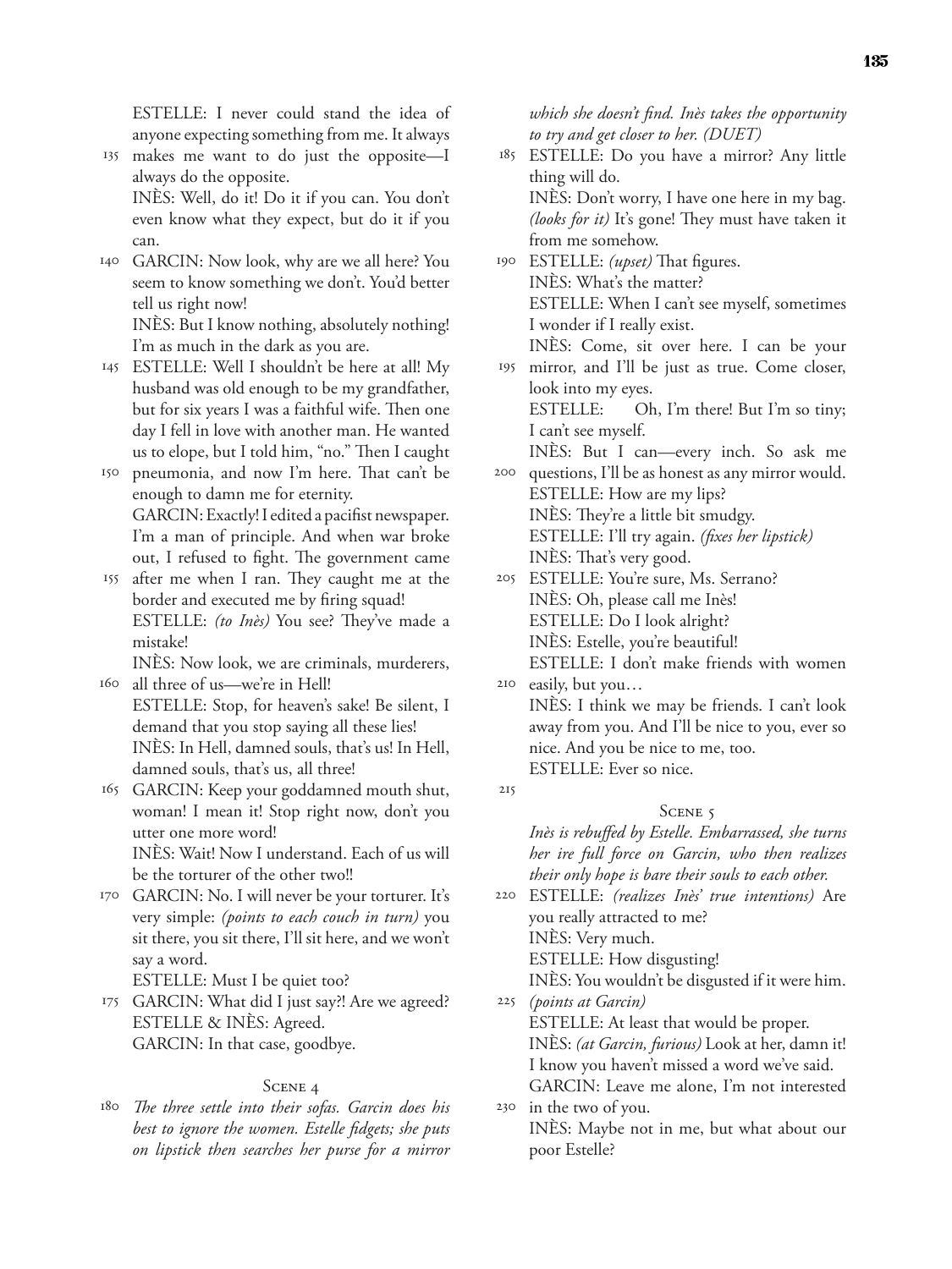ESTELLE: I never could stand the idea of anyone expecting something from me. It always makes me want to do just the opposite—I always do the opposite.

INÈS: Well, do it! Do it if you can. You don't even know what they expect, but do it if you can.

GARCIN: Now look, why are we all here? You seem to know something we don't. You'd better tell us right now!

INÈS: But I know nothing, absolutely nothing! I'm as much in the dark as you are.

ESTELLE: Well I shouldn't be here at all! My husband was old enough to be my grandfather, but for six years I was a faithful wife. Then one day I fell in love with another man. He wanted us to elope, but I told him, "no." Then I caught pneumonia, and now I'm here. That can't be enough to damn me for eternity.

GARCIN: Exactly! I edited a pacifist newspaper. I'm a man of principle. And when war broke out, I refused to fight. The government came after me when I ran. They caught me at the border and executed me by firing squad!

ESTELLE: *(to Inès)* You see? They've made a mistake!

INÈS: Now look, we are criminals, murderers, all three of us—we're in Hell!

ESTELLE: Stop, for heaven's sake! Be silent, I demand that you stop saying all these lies!

INÈS: In Hell, damned souls, that's us! In Hell, damned souls, that's us, all three!

GARCIN: Keep your goddamned mouth shut, woman! I mean it! Stop right now, don't you utter one more word!

INÈS: Wait! Now I understand. Each of us will be the torturer of the other two!!

GARCIN: No. I will never be your torturer. It's very simple: *(points to each couch in turn)* you sit there, you sit there, I'll sit here, and we won't say a word.

ESTELLE: Must I be quiet too?

GARCIN: What did I just say?! Are we agreed?

ESTELLE & INÈS: Agreed.

GARCIN: In that case, goodbye.

### Scene 4

*The three settle into their sofas. Garcin does his best to ignore the women. Estelle fidgets; she puts on lipstick then searches her purse for a mirror which she doesn't find. Inès takes the opportunity to try and get closer to her. (DUET)*

ESTELLE: Do you have a mirror? Any little thing will do.

INÈS: Don't worry, I have one here in my bag. *(looks for it)* It's gone! They must have taken it from me somehow.

ESTELLE: *(upset)* That figures.

INÈS: What's the matter?

ESTELLE: When I can't see myself, sometimes I wonder if I really exist.

INÈS: Come, sit over here. I can be your mirror, and I'll be just as true. Come closer, look into my eyes.

ESTELLE: Oh, I'm there! But I'm so tiny; I can't see myself.

INÈS: But I can—every inch. So ask me questions, I'll be as honest as any mirror would.

ESTELLE: How are my lips?

INÈS: They're a little bit smudgy.

ESTELLE: I'll try again. *(fixes her lipstick)*

INÈS: That's very good.

ESTELLE: You're sure, Ms. Serrano?

INÈS: Oh, please call me Inès!

ESTELLE: Do I look alright?

INÈS: Estelle, you're beautiful!

ESTELLE: I don't make friends with women easily, but you…

INÈS: I think we may be friends. I can't look away from you. And I'll be nice to you, ever so nice. And you be nice to me, too.

ESTELLE: Ever so nice.

### Scene 5

*Inès is rebuffed by Estelle. Embarrassed, she turns her ire full force on Garcin, who then realizes their only hope is bare their souls to each other.*

ESTELLE: *(realizes Inès' true intentions)* Are you really attracted to me?

INÈS: Very much.

ESTELLE: How disgusting!

INÈS: You wouldn't be disgusted if it were him. *(points at Garcin)*

ESTELLE: At least that would be proper.

INÈS: *(at Garcin, furious)* Look at her, damn it! I know you haven't missed a word we've said.

GARCIN: Leave me alone, I'm not interested in the two of you.

INÈS: Maybe not in me, but what about our poor Estelle?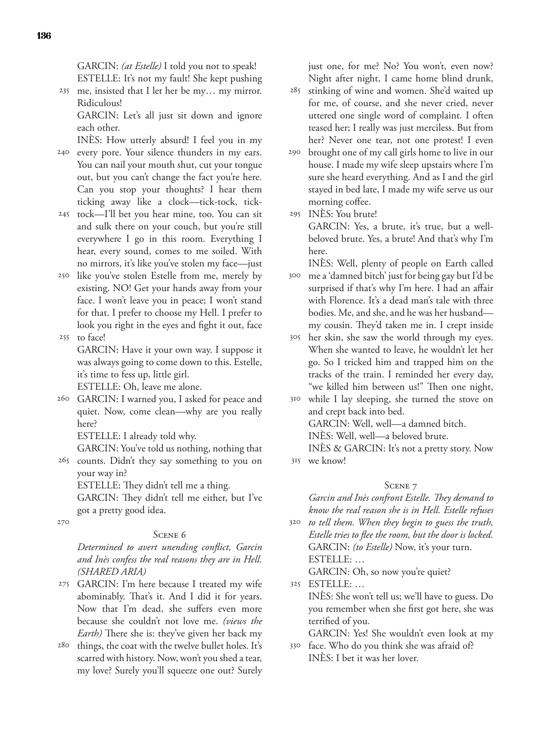GARCIN: *(at Estelle)* I told you not to speak!

ESTELLE: It's not my fault! She kept pushing me, insisted that I let her be my… my mirror. Ridiculous!

GARCIN: Let's all just sit down and ignore each other.

INÈS: How utterly absurd! I feel you in my every pore. Your silence thunders in my ears. You can nail your mouth shut, cut your tongue out, but you can't change the fact you're here. Can you stop your thoughts? I hear them ticking away like a clock—tick-tock, tick-tock—I'll bet you hear mine, too. You can sit and sulk there on your couch, but you're still everywhere I go in this room. Everything I hear, every sound, comes to me soiled. With no mirrors, it's like you've stolen my face—just like you've stolen Estelle from me, merely by existing. NO! Get your hands away from your face. I won't leave you in peace; I won't stand for that. I prefer to choose my Hell. I prefer to look you right in the eyes and fight it out, face to face!

GARCIN: Have it your own way. I suppose it was always going to come down to this. Estelle, it's time to fess up, little girl.

ESTELLE: Oh, leave me alone.

GARCIN: I warned you, I asked for peace and quiet. Now, come clean—why are you really here?

ESTELLE: I already told why.

GARCIN: You've told us nothing, nothing that counts. Didn't they say something to you on your way in?

ESTELLE: They didn't tell me a thing.

GARCIN: They didn't tell me either, but I've got a pretty good idea.

## Scene 6

*Determined to avert unending conflict, Garcin and Inès confess the real reasons they are in Hell. (SHARED ARIA)*

GARCIN: I'm here because I treated my wife abominably. That's it. And I did it for years. Now that I'm dead, she suffers even more because she couldn't not love me. *(views the Earth)* There she is: they've given her back my things, the coat with the twelve bullet holes. It's scarred with history. Now, won't you shed a tear, my love? Surely you'll squeeze one out? Surely just one, for me? No? You won't, even now? Night after night, I came home blind drunk, stinking of wine and women. She'd waited up for me, of course, and she never cried, never uttered one single word of complaint. I often teased her; I really was just merciless. But from her? Never one tear, not one protest! I even brought one of my call girls home to live in our house. I made my wife sleep upstairs where I'm sure she heard everything. And as I and the girl stayed in bed late, I made my wife serve us our morning coffee.

INÈS: You brute!

GARCIN: Yes, a brute, it's true, but a well-beloved brute. Yes, a brute! And that's why I'm here.

INÈS: Well, plenty of people on Earth called me a 'damned bitch' just for being gay but I'd be surprised if that's why I'm here. I had an affair with Florence. It's a dead man's tale with three bodies. Me, and she, and he was her husband—my cousin. They'd taken me in. I crept inside her skin, she saw the world through my eyes. When she wanted to leave, he wouldn't let her go. So I tricked him and trapped him on the tracks of the train. I reminded her every day, "we killed him between us!" Then one night, while I lay sleeping, she turned the stove on and crept back into bed.

GARCIN: Well, well—a damned bitch.

INÈS: Well, well—a beloved brute.

INÈS & GARCIN: It's not a pretty story. Now we know!

## Scene 7

*Garcin and Inès confront Estelle. They demand to know the real reason she is in Hell. Estelle refuses to tell them. When they begin to guess the truth, Estelle tries to flee the room, but the door is locked.*

GARCIN: *(to Estelle)* Now, it's your turn.

ESTELLE: …

GARCIN: Oh, so now you're quiet?

ESTELLE: …

INÈS: She won't tell us; we'll have to guess. Do you remember when she first got here, she was terrified of you.

GARCIN: Yes! She wouldn't even look at my face. Who do you think she was afraid of?

INÈS: I bet it was her lover.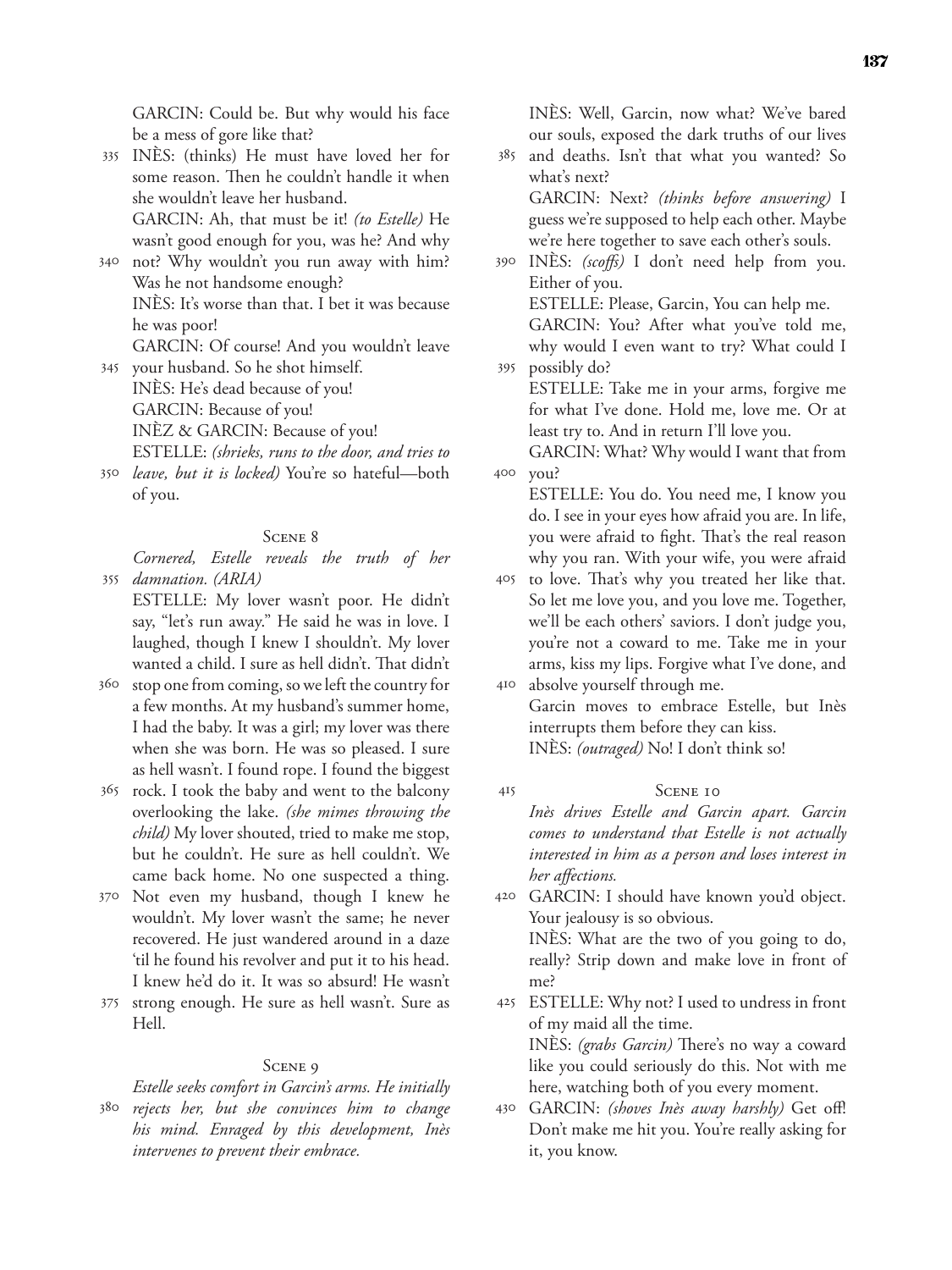GARCIN: Could be. But why would his face be a mess of gore like that?

INÈS: (thinks) He must have loved her for some reason. Then he couldn't handle it when she wouldn't leave her husband.

GARCIN: Ah, that must be it! *(to Estelle)* He wasn't good enough for you, was he? And why not? Why wouldn't you run away with him? Was he not handsome enough?

INÈS: It's worse than that. I bet it was because he was poor!

GARCIN: Of course! And you wouldn't leave your husband. So he shot himself.

INÈS: He's dead because of you!

GARCIN: Because of you!

INÈZ & GARCIN: Because of you!

ESTELLE: *(shrieks, runs to the door, and tries to leave, but it is locked)* You're so hateful—both of you.

### Scene 8

*Cornered, Estelle reveals the truth of her damnation. (ARIA)*

ESTELLE: My lover wasn't poor. He didn't say, "let's run away." He said he was in love. I laughed, though I knew I shouldn't. My lover wanted a child. I sure as hell didn't. That didn't stop one from coming, so we left the country for a few months. At my husband's summer home, I had the baby. It was a girl; my lover was there when she was born. He was so pleased. I sure as hell wasn't. I found rope. I found the biggest rock. I took the baby and went to the balcony overlooking the lake. *(she mimes throwing the child)* My lover shouted, tried to make me stop, but he couldn't. He sure as hell couldn't. We came back home. No one suspected a thing. Not even my husband, though I knew he wouldn't. My lover wasn't the same; he never recovered. He just wandered around in a daze 'til he found his revolver and put it to his head. I knew he'd do it. It was so absurd! He wasn't strong enough. He sure as hell wasn't. Sure as Hell.

### Scene 9

*Estelle seeks comfort in Garcin's arms. He initially rejects her, but she convinces him to change his mind. Enraged by this development, Inès intervenes to prevent their embrace.*

INÈS: Well, Garcin, now what? We've bared our souls, exposed the dark truths of our lives and deaths. Isn't that what you wanted? So what's next?

GARCIN: Next? *(thinks before answering)* I guess we're supposed to help each other. Maybe we're here together to save each other's souls.

INÈS: *(scoffs)* I don't need help from you. Either of you.

ESTELLE: Please, Garcin, You can help me.

GARCIN: You? After what you've told me, why would I even want to try? What could I possibly do?

ESTELLE: Take me in your arms, forgive me for what I've done. Hold me, love me. Or at least try to. And in return I'll love you.

GARCIN: What? Why would I want that from you?

ESTELLE: You do. You need me, I know you do. I see in your eyes how afraid you are. In life, you were afraid to fight. That's the real reason why you ran. With your wife, you were afraid to love. That's why you treated her like that. So let me love you, and you love me. Together, we'll be each others' saviors. I don't judge you, you're not a coward to me. Take me in your arms, kiss my lips. Forgive what I've done, and absolve yourself through me.

Garcin moves to embrace Estelle, but Inès interrupts them before they can kiss.

INÈS: *(outraged)* No! I don't think so!

### Scene 10

*Inès drives Estelle and Garcin apart. Garcin comes to understand that Estelle is not actually interested in him as a person and loses interest in her affections.*

GARCIN: I should have known you'd object. Your jealousy is so obvious.

INÈS: What are the two of you going to do, really? Strip down and make love in front of me?

ESTELLE: Why not? I used to undress in front of my maid all the time.

INÈS: *(grabs Garcin)* There's no way a coward like you could seriously do this. Not with me here, watching both of you every moment.

GARCIN: *(shoves Inès away harshly)* Get off! Don't make me hit you. You're really asking for it, you know.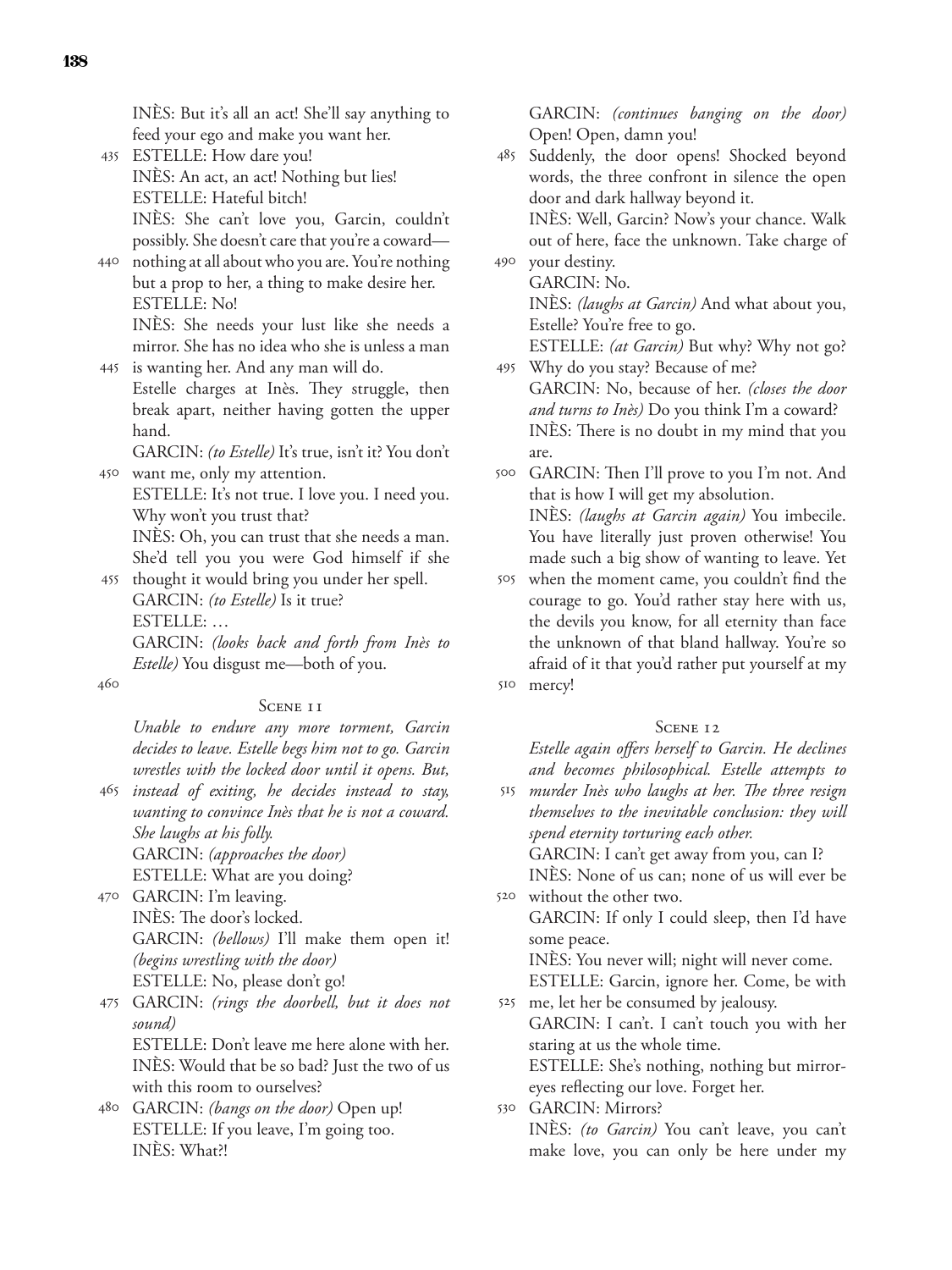INÈS: But it's all an act! She'll say anything to feed your ego and make you want her.

ESTELLE: How dare you!

INÈS: An act, an act! Nothing but lies!

ESTELLE: Hateful bitch!

INÈS: She can't love you, Garcin, couldn't possibly. She doesn't care that you're a coward—nothing at all about who you are. You're nothing but a prop to her, a thing to make desire her.

ESTELLE: No!

INÈS: She needs your lust like she needs a mirror. She has no idea who she is unless a man is wanting her. And any man will do.

Estelle charges at Inès. They struggle, then break apart, neither having gotten the upper hand.

GARCIN: *(to Estelle)* It's true, isn't it? You don't want me, only my attention.

ESTELLE: It's not true. I love you. I need you. Why won't you trust that?

INÈS: Oh, you can trust that she needs a man. She'd tell you you were God himself if she thought it would bring you under her spell.

GARCIN: *(to Estelle)* Is it true?

ESTELLE: …

GARCIN: *(looks back and forth from Inès to Estelle)* You disgust me—both of you.

### Scene 11

*Unable to endure any more torment, Garcin decides to leave. Estelle begs him not to go. Garcin wrestles with the locked door until it opens. But, instead of exiting, he decides instead to stay, wanting to convince Inès that he is not a coward. She laughs at his folly.*

GARCIN: *(approaches the door)*

ESTELLE: What are you doing?

GARCIN: I'm leaving.

INÈS: The door's locked.

GARCIN: *(bellows)* I'll make them open it! *(begins wrestling with the door)*

ESTELLE: No, please don't go!

GARCIN: *(rings the doorbell, but it does not sound)*

ESTELLE: Don't leave me here alone with her.

INÈS: Would that be so bad? Just the two of us with this room to ourselves?

GARCIN: *(bangs on the door)* Open up!

ESTELLE: If you leave, I'm going too.

INÈS: What?!

GARCIN: *(continues banging on the door)* Open! Open, damn you!

Suddenly, the door opens! Shocked beyond words, the three confront in silence the open door and dark hallway beyond it.

INÈS: Well, Garcin? Now's your chance. Walk out of here, face the unknown. Take charge of your destiny.

GARCIN: No.

INÈS: *(laughs at Garcin)* And what about you, Estelle? You're free to go.

ESTELLE: *(at Garcin)* But why? Why not go? Why do you stay? Because of me?

GARCIN: No, because of her. *(closes the door and turns to Inès)* Do you think I'm a coward?

INÈS: There is no doubt in my mind that you are.

GARCIN: Then I'll prove to you I'm not. And that is how I will get my absolution.

INÈS: *(laughs at Garcin again)* You imbecile. You have literally just proven otherwise! You made such a big show of wanting to leave. Yet when the moment came, you couldn't find the courage to go. You'd rather stay here with us, the devils you know, for all eternity than face the unknown of that bland hallway. You're so afraid of it that you'd rather put yourself at my mercy!

### Scene 12

*Estelle again offers herself to Garcin. He declines and becomes philosophical. Estelle attempts to murder Inès who laughs at her. The three resign themselves to the inevitable conclusion: they will spend eternity torturing each other.*

GARCIN: I can't get away from you, can I?

INÈS: None of us can; none of us will ever be without the other two.

GARCIN: If only I could sleep, then I'd have some peace.

INÈS: You never will; night will never come.

ESTELLE: Garcin, ignore her. Come, be with me, let her be consumed by jealousy.

GARCIN: I can't. I can't touch you with her staring at us the whole time.

ESTELLE: She's nothing, nothing but mirror-eyes reflecting our love. Forget her.

GARCIN: Mirrors?

INÈS: *(to Garcin)* You can't leave, you can't make love, you can only be here under my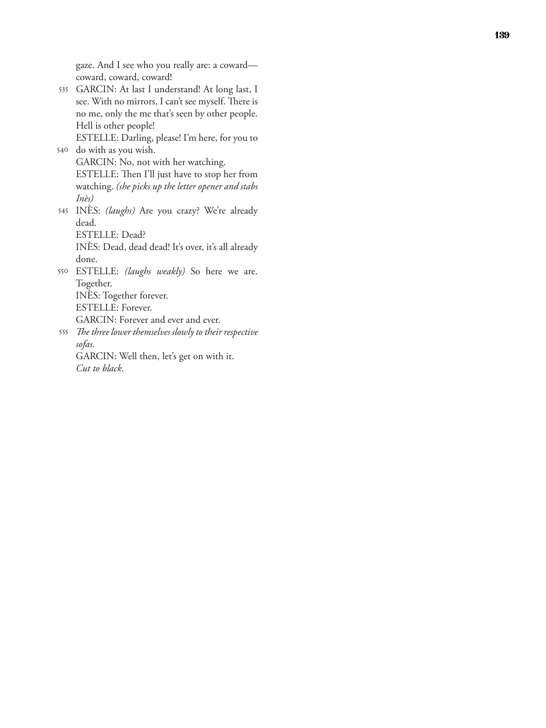gaze. And I see who you really are: a coward—coward, coward, coward!

GARCIN: At last I understand! At long last, I see. With no mirrors, I can't see myself. There is no me, only the me that's seen by other people. Hell is other people!

ESTELLE: Darling, please! I'm here, for you to do with as you wish.

GARCIN: No, not with her watching.

ESTELLE: Then I'll just have to stop her from watching. *(she picks up the letter opener and stabs Inès)*

INÈS: *(laughs)* Are you crazy? We're already dead.

ESTELLE: Dead?

INÈS: Dead, dead dead! It's over, it's all already done.

ESTELLE: *(laughs weakly)* So here we are. Together.

INÈS: Together forever.

ESTELLE: Forever.

GARCIN: Forever and ever and ever.

*The three lower themselves slowly to their respective sofas.*

GARCIN: Well then, let's get on with it.

*Cut to black.*